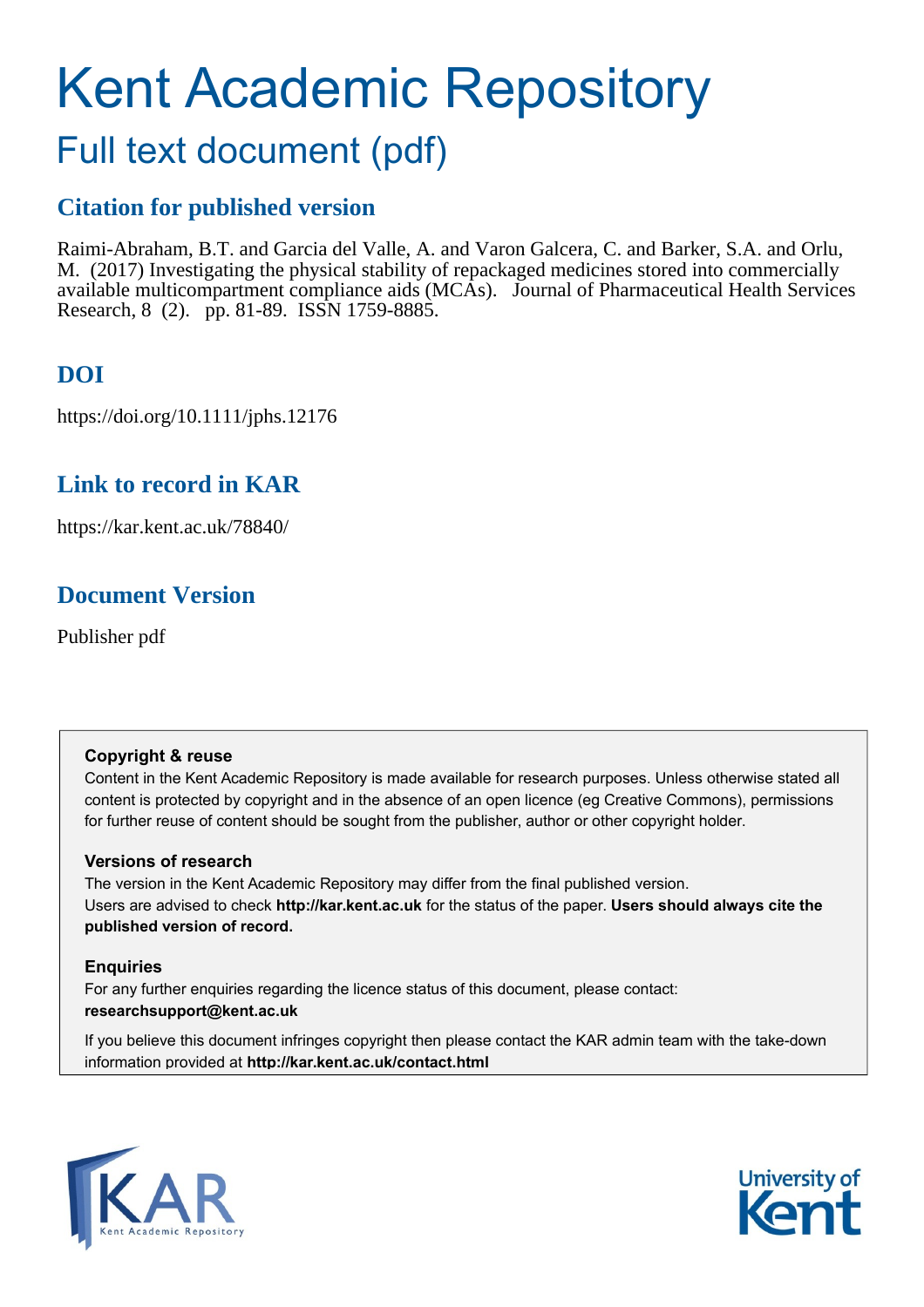# Kent Academic Repository

## Full text document (pdf)

### Citation for published version

Raimi-Abraham, B.T. and Garcia del Valle, A. and Varon Galcera, C. and Barker, S.A. and Orlu, M. (2017) Investigating the physical stability of repackaged medicines stored into commercially available multicompartment compliance aids (MCAs). Journal of Pharmaceutical Health Services Research, 8 (2). pp. 81-89. ISSN 1759-8885.

### DOI

https://doi.org/10.1111/jphs.12176

### Link to record in KAR

https://kar.kent.ac.uk/78840/

### Document Version

Publisher pdf

**Copyright & reuse**

Content in the Kent Academic Repository is made available for research purposes. Unless otherwise stated all content is protected by copyright and in the absence of an open licence (eg Creative Commons), permissions for further reuse of content should be sought from the publisher, author or other copyright holder.

**Versions of research**

The version in the Kent Academic Repository may differ from the final published version.
Users are advised to check **http://kar.kent.ac.uk** for the status of the paper. **Users should always cite the published version of record.**

**Enquiries**

For any further enquiries regarding the licence status of this document, please contact:
**researchsupport@kent.ac.uk**

If you believe this document infringes copyright then please contact the KAR admin team with the take-down information provided at **http://kar.kent.ac.uk/contact.html**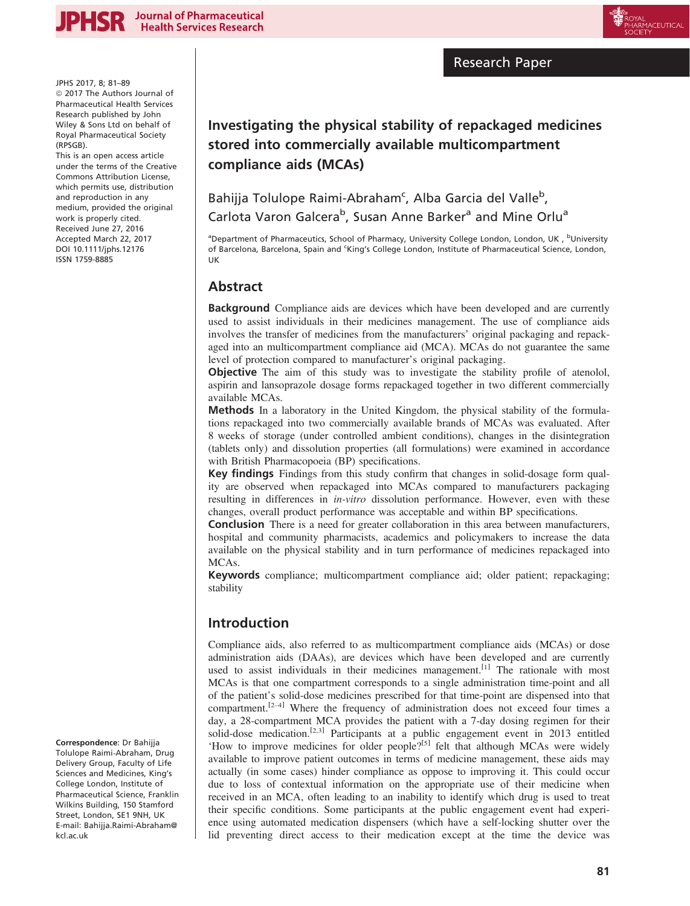# Investigating the physical stability of repackaged medicines stored into commercially available multicompartment compliance aids (MCAs)

Bahijja Tolulope Raimi-Abraham[c], Alba Garcia del Valle[b], Carlota Varon Galcera[b], Susan Anne Barker[a] and Mine Orlu[a]

[a]Department of Pharmaceutics, School of Pharmacy, University College London, London, UK , [b]University of Barcelona, Barcelona, Spain and [c]King's College London, Institute of Pharmaceutical Science, London, UK

JPHS 2017, 8; 81–89
© 2017 The Authors Journal of Pharmaceutical Health Services Research published by John Wiley & Sons Ltd on behalf of Royal Pharmaceutical Society (RPSGB).
This is an open access article under the terms of the Creative Commons Attribution License, which permits use, distribution and reproduction in any medium, provided the original work is properly cited.
Received June 27, 2016
Accepted March 22, 2017
DOI 10.1111/jphs.12176
ISSN 1759-8885

**Correspondence**: Dr Bahijja Tolulope Raimi-Abraham, Drug Delivery Group, Faculty of Life Sciences and Medicines, King's College London, Institute of Pharmaceutical Science, Franklin Wilkins Building, 150 Stamford Street, London, SE1 9NH, UK
E-mail: Bahijja.Raimi-Abraham@kcl.ac.uk

## Abstract

**Background** Compliance aids are devices which have been developed and are currently used to assist individuals in their medicines management. The use of compliance aids involves the transfer of medicines from the manufacturers' original packaging and repackaged into an multicompartment compliance aid (MCA). MCAs do not guarantee the same level of protection compared to manufacturer's original packaging.

**Objective** The aim of this study was to investigate the stability profile of atenolol, aspirin and lansoprazole dosage forms repackaged together in two different commercially available MCAs.

**Methods** In a laboratory in the United Kingdom, the physical stability of the formulations repackaged into two commercially available brands of MCAs was evaluated. After 8 weeks of storage (under controlled ambient conditions), changes in the disintegration (tablets only) and dissolution properties (all formulations) were examined in accordance with British Pharmacopoeia (BP) specifications.

**Key findings** Findings from this study confirm that changes in solid-dosage form quality are observed when repackaged into MCAs compared to manufacturers packaging resulting in differences in *in-vitro* dissolution performance. However, even with these changes, overall product performance was acceptable and within BP specifications.

**Conclusion** There is a need for greater collaboration in this area between manufacturers, hospital and community pharmacists, academics and policymakers to increase the data available on the physical stability and in turn performance of medicines repackaged into MCAs.

**Keywords** compliance; multicompartment compliance aid; older patient; repackaging; stability

## Introduction

Compliance aids, also referred to as multicompartment compliance aids (MCAs) or dose administration aids (DAAs), are devices which have been developed and are currently used to assist individuals in their medicines management.[1] The rationale with most MCAs is that one compartment corresponds to a single administration time-point and all of the patient's solid-dose medicines prescribed for that time-point are dispensed into that compartment.[2–4] Where the frequency of administration does not exceed four times a day, a 28-compartment MCA provides the patient with a 7-day dosing regimen for their solid-dose medication.[2,3] Participants at a public engagement event in 2013 entitled 'How to improve medicines for older people?[5] felt that although MCAs were widely available to improve patient outcomes in terms of medicine management, these aids may actually (in some cases) hinder compliance as oppose to improving it. This could occur due to loss of contextual information on the appropriate use of their medicine when received in an MCA, often leading to an inability to identify which drug is used to treat their specific conditions. Some participants at the public engagement event had experience using automated medication dispensers (which have a self-locking shutter over the lid preventing direct access to their medication except at the time the device was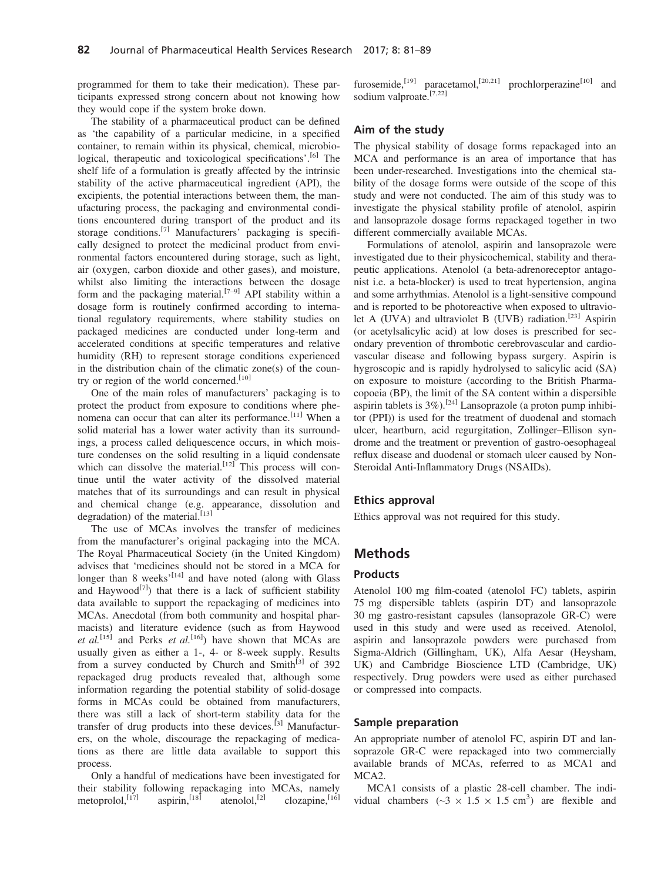programmed for them to take their medication). These participants expressed strong concern about not knowing how they would cope if the system broke down.

The stability of a pharmaceutical product can be defined as 'the capability of a particular medicine, in a specified container, to remain within its physical, chemical, microbiological, therapeutic and toxicological specifications'.[6] The shelf life of a formulation is greatly affected by the intrinsic stability of the active pharmaceutical ingredient (API), the excipients, the potential interactions between them, the manufacturing process, the packaging and environmental conditions encountered during transport of the product and its storage conditions.[7] Manufacturers' packaging is specifically designed to protect the medicinal product from environmental factors encountered during storage, such as light, air (oxygen, carbon dioxide and other gases), and moisture, whilst also limiting the interactions between the dosage form and the packaging material.[7–9] API stability within a dosage form is routinely confirmed according to international regulatory requirements, where stability studies on packaged medicines are conducted under long-term and accelerated conditions at specific temperatures and relative humidity (RH) to represent storage conditions experienced in the distribution chain of the climatic zone(s) of the country or region of the world concerned.[10]

One of the main roles of manufacturers' packaging is to protect the product from exposure to conditions where phenomena can occur that can alter its performance.[11] When a solid material has a lower water activity than its surroundings, a process called deliquescence occurs, in which moisture condenses on the solid resulting in a liquid condensate which can dissolve the material.[12] This process will continue until the water activity of the dissolved material matches that of its surroundings and can result in physical and chemical change (e.g. appearance, dissolution and degradation) of the material.[13]

The use of MCAs involves the transfer of medicines from the manufacturer's original packaging into the MCA. The Royal Pharmaceutical Society (in the United Kingdom) advises that 'medicines should not be stored in a MCA for longer than 8 weeks'[14] and have noted (along with Glass and Haywood[7]) that there is a lack of sufficient stability data available to support the repackaging of medicines into MCAs. Anecdotal (from both community and hospital pharmacists) and literature evidence (such as from Haywood *et al.*[15] and Perks *et al.*[16]) have shown that MCAs are usually given as either a 1-, 4- or 8-week supply. Results from a survey conducted by Church and Smith[3] of 392 repackaged drug products revealed that, although some information regarding the potential stability of solid-dosage forms in MCAs could be obtained from manufacturers, there was still a lack of short-term stability data for the transfer of drug products into these devices.[3] Manufacturers, on the whole, discourage the repackaging of medications as there are little data available to support this process.

Only a handful of medications have been investigated for their stability following repackaging into MCAs, namely metoprolol,[17] aspirin,[18] atenolol,[2] clozapine,[16] furosemide,[19] paracetamol,[20,21] prochlorperazine[10] and sodium valproate.[7,22]

## Aim of the study

The physical stability of dosage forms repackaged into an MCA and performance is an area of importance that has been under-researched. Investigations into the chemical stability of the dosage forms were outside of the scope of this study and were not conducted. The aim of this study was to investigate the physical stability profile of atenolol, aspirin and lansoprazole dosage forms repackaged together in two different commercially available MCAs.

Formulations of atenolol, aspirin and lansoprazole were investigated due to their physicochemical, stability and therapeutic applications. Atenolol (a beta-adrenoreceptor antagonist i.e. a beta-blocker) is used to treat hypertension, angina and some arrhythmias. Atenolol is a light-sensitive compound and is reported to be photoreactive when exposed to ultraviolet A (UVA) and ultraviolet B (UVB) radiation.[23] Aspirin (or acetylsalicylic acid) at low doses is prescribed for secondary prevention of thrombotic cerebrovascular and cardiovascular disease and following bypass surgery. Aspirin is hygroscopic and is rapidly hydrolysed to salicylic acid (SA) on exposure to moisture (according to the British Pharmacopoeia (BP), the limit of the SA content within a dispersible aspirin tablets is 3%).[24] Lansoprazole (a proton pump inhibitor (PPI)) is used for the treatment of duodenal and stomach ulcer, heartburn, acid regurgitation, Zollinger–Ellison syndrome and the treatment or prevention of gastro-oesophageal reflux disease and duodenal or stomach ulcer caused by Non-Steroidal Anti-Inflammatory Drugs (NSAIDs).

## Ethics approval

Ethics approval was not required for this study.

# Methods

## Products

Atenolol 100 mg film-coated (atenolol FC) tablets, aspirin 75 mg dispersible tablets (aspirin DT) and lansoprazole 30 mg gastro-resistant capsules (lansoprazole GR-C) were used in this study and were used as received. Atenolol, aspirin and lansoprazole powders were purchased from Sigma-Aldrich (Gillingham, UK), Alfa Aesar (Heysham, UK) and Cambridge Bioscience LTD (Cambridge, UK) respectively. Drug powders were used as either purchased or compressed into compacts.

## Sample preparation

An appropriate number of atenolol FC, aspirin DT and lansoprazole GR-C were repackaged into two commercially available brands of MCAs, referred to as MCA1 and MCA2.

MCA1 consists of a plastic 28-cell chamber. The individual chambers ($\sim 3 \times 1.5 \times 1.5$ cm$^3$) are flexible and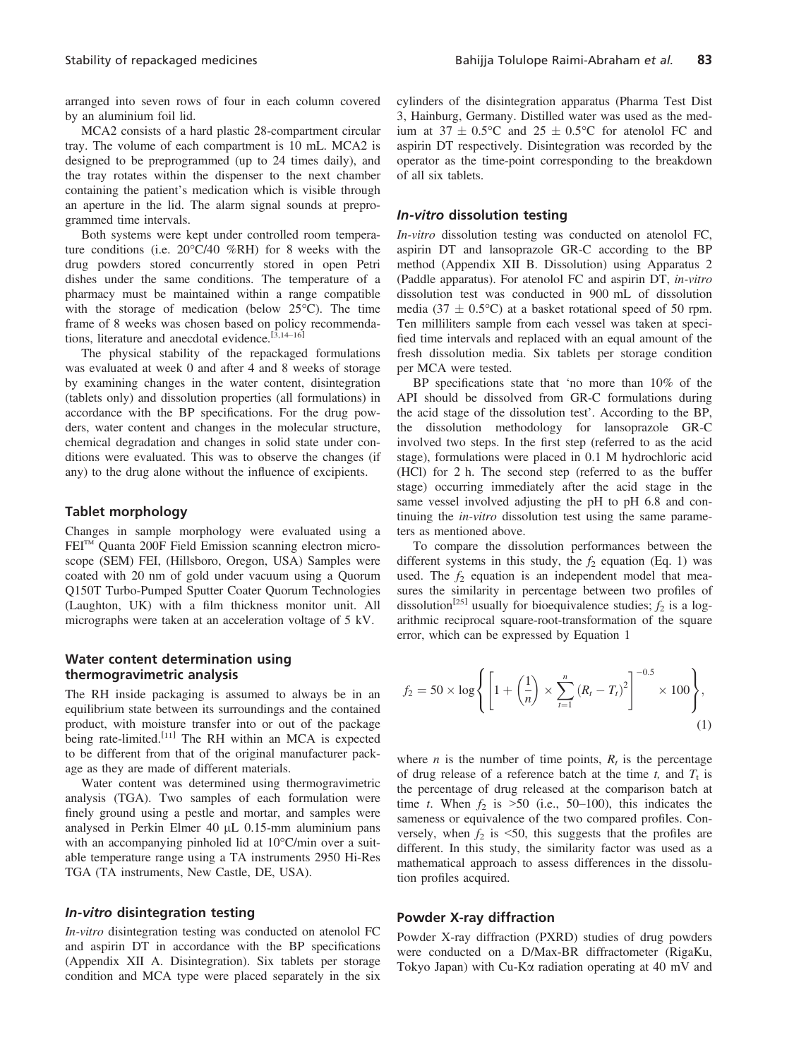arranged into seven rows of four in each column covered by an aluminium foil lid.

MCA2 consists of a hard plastic 28-compartment circular tray. The volume of each compartment is 10 mL. MCA2 is designed to be preprogrammed (up to 24 times daily), and the tray rotates within the dispenser to the next chamber containing the patient's medication which is visible through an aperture in the lid. The alarm signal sounds at preprogrammed time intervals.

Both systems were kept under controlled room temperature conditions (i.e. 20°C/40 %RH) for 8 weeks with the drug powders stored concurrently stored in open Petri dishes under the same conditions. The temperature of a pharmacy must be maintained within a range compatible with the storage of medication (below 25°C). The time frame of 8 weeks was chosen based on policy recommendations, literature and anecdotal evidence.[3,14–16]

The physical stability of the repackaged formulations was evaluated at week 0 and after 4 and 8 weeks of storage by examining changes in the water content, disintegration (tablets only) and dissolution properties (all formulations) in accordance with the BP specifications. For the drug powders, water content and changes in the molecular structure, chemical degradation and changes in solid state under conditions were evaluated. This was to observe the changes (if any) to the drug alone without the influence of excipients.

### Tablet morphology

Changes in sample morphology were evaluated using a FEI™ Quanta 200F Field Emission scanning electron microscope (SEM) FEI, (Hillsboro, Oregon, USA) Samples were coated with 20 nm of gold under vacuum using a Quorum Q150T Turbo-Pumped Sputter Coater Quorum Technologies (Laughton, UK) with a film thickness monitor unit. All micrographs were taken at an acceleration voltage of 5 kV.

### Water content determination using thermogravimetric analysis

The RH inside packaging is assumed to always be in an equilibrium state between its surroundings and the contained product, with moisture transfer into or out of the package being rate-limited.[11] The RH within an MCA is expected to be different from that of the original manufacturer package as they are made of different materials.

Water content was determined using thermogravimetric analysis (TGA). Two samples of each formulation were finely ground using a pestle and mortar, and samples were analysed in Perkin Elmer 40 μL 0.15-mm aluminium pans with an accompanying pinholed lid at 10°C/min over a suitable temperature range using a TA instruments 2950 Hi-Res TGA (TA instruments, New Castle, DE, USA).

### *In-vitro* disintegration testing

*In-vitro* disintegration testing was conducted on atenolol FC and aspirin DT in accordance with the BP specifications (Appendix XII A. Disintegration). Six tablets per storage condition and MCA type were placed separately in the six cylinders of the disintegration apparatus (Pharma Test Dist 3, Hainburg, Germany. Distilled water was used as the medium at 37 ± 0.5°C and 25 ± 0.5°C for atenolol FC and aspirin DT respectively. Disintegration was recorded by the operator as the time-point corresponding to the breakdown of all six tablets.

### *In-vitro* dissolution testing

*In-vitro* dissolution testing was conducted on atenolol FC, aspirin DT and lansoprazole GR-C according to the BP method (Appendix XII B. Dissolution) using Apparatus 2 (Paddle apparatus). For atenolol FC and aspirin DT, *in-vitro* dissolution test was conducted in 900 mL of dissolution media (37 ± 0.5°C) at a basket rotational speed of 50 rpm. Ten milliliters sample from each vessel was taken at specified time intervals and replaced with an equal amount of the fresh dissolution media. Six tablets per storage condition per MCA were tested.

BP specifications state that 'no more than 10% of the API should be dissolved from GR-C formulations during the acid stage of the dissolution test'. According to the BP, the dissolution methodology for lansoprazole GR-C involved two steps. In the first step (referred to as the acid stage), formulations were placed in 0.1 M hydrochloric acid (HCl) for 2 h. The second step (referred to as the buffer stage) occurring immediately after the acid stage in the same vessel involved adjusting the pH to pH 6.8 and continuing the *in-vitro* dissolution test using the same parameters as mentioned above.

To compare the dissolution performances between the different systems in this study, the $f_2$ equation (Eq. 1) was used. The $f_2$ equation is an independent model that measures the similarity in percentage between two profiles of dissolution[25] usually for bioequivalence studies; $f_2$ is a logarithmic reciprocal square-root-transformation of the square error, which can be expressed by Equation 1

$$f_2 = 50 \times \log\left\{\left[1 + \left(\frac{1}{n}\right) \times \sum_{t=1}^{n} (R_t - T_t)^2\right]^{-0.5} \times 100\right\}, \tag{1}$$

where $n$ is the number of time points, $R_t$ is the percentage of drug release of a reference batch at the time $t$, and $T_t$ is the percentage of drug released at the comparison batch at time $t$. When $f_2$ is >50 (i.e., 50–100), this indicates the sameness or equivalence of the two compared profiles. Conversely, when $f_2$ is <50, this suggests that the profiles are different. In this study, the similarity factor was used as a mathematical approach to assess differences in the dissolution profiles acquired.

### Powder X-ray diffraction

Powder X-ray diffraction (PXRD) studies of drug powders were conducted on a D/Max-BR diffractometer (RigaKu, Tokyo Japan) with Cu-Kα radiation operating at 40 mV and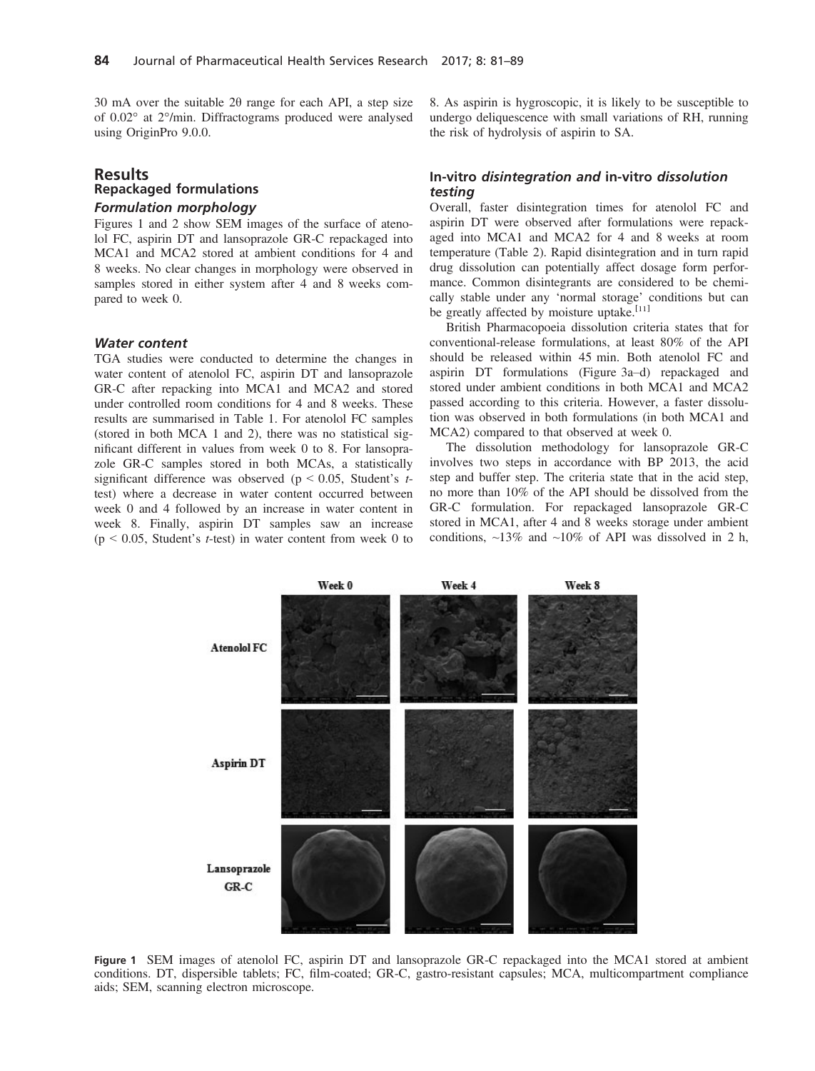30 mA over the suitable 2θ range for each API, a step size of 0.02° at 2°/min. Diffractograms produced were analysed using OriginPro 9.0.0.

## Results

### Repackaged formulations

#### *Formulation morphology*

Figures 1 and 2 show SEM images of the surface of atenolol FC, aspirin DT and lansoprazole GR-C repackaged into MCA1 and MCA2 stored at ambient conditions for 4 and 8 weeks. No clear changes in morphology were observed in samples stored in either system after 4 and 8 weeks compared to week 0.

#### *Water content*

TGA studies were conducted to determine the changes in water content of atenolol FC, aspirin DT and lansoprazole GR-C after repacking into MCA1 and MCA2 and stored under controlled room conditions for 4 and 8 weeks. These results are summarised in Table 1. For atenolol FC samples (stored in both MCA 1 and 2), there was no statistical significant different in values from week 0 to 8. For lansoprazole GR-C samples stored in both MCAs, a statistically significant difference was observed ($p < 0.05$, Student's *t*-test) where a decrease in water content occurred between week 0 and 4 followed by an increase in water content in week 8. Finally, aspirin DT samples saw an increase ($p < 0.05$, Student's *t*-test) in water content from week 0 to 8. As aspirin is hygroscopic, it is likely to be susceptible to undergo deliquescence with small variations of RH, running the risk of hydrolysis of aspirin to SA.

### In-vitro *disintegration and* in-vitro *dissolution testing*

Overall, faster disintegration times for atenolol FC and aspirin DT were observed after formulations were repackaged into MCA1 and MCA2 for 4 and 8 weeks at room temperature (Table 2). Rapid disintegration and in turn rapid drug dissolution can potentially affect dosage form performance. Common disintegrants are considered to be chemically stable under any 'normal storage' conditions but can be greatly affected by moisture uptake.[11]

British Pharmacopoeia dissolution criteria states that for conventional-release formulations, at least 80% of the API should be released within 45 min. Both atenolol FC and aspirin DT formulations (Figure 3a–d) repackaged and stored under ambient conditions in both MCA1 and MCA2 passed according to this criteria. However, a faster dissolution was observed in both formulations (in both MCA1 and MCA2) compared to that observed at week 0.

The dissolution methodology for lansoprazole GR-C involves two steps in accordance with BP 2013, the acid step and buffer step. The criteria state that in the acid step, no more than 10% of the API should be dissolved from the GR-C formulation. For repackaged lansoprazole GR-C stored in MCA1, after 4 and 8 weeks storage under ambient conditions, ~13% and ~10% of API was dissolved in 2 h,

**Figure 1** SEM images of atenolol FC, aspirin DT and lansoprazole GR-C repackaged into the MCA1 stored at ambient conditions. DT, dispersible tablets; FC, film-coated; GR-C, gastro-resistant capsules; MCA, multicompartment compliance aids; SEM, scanning electron microscope.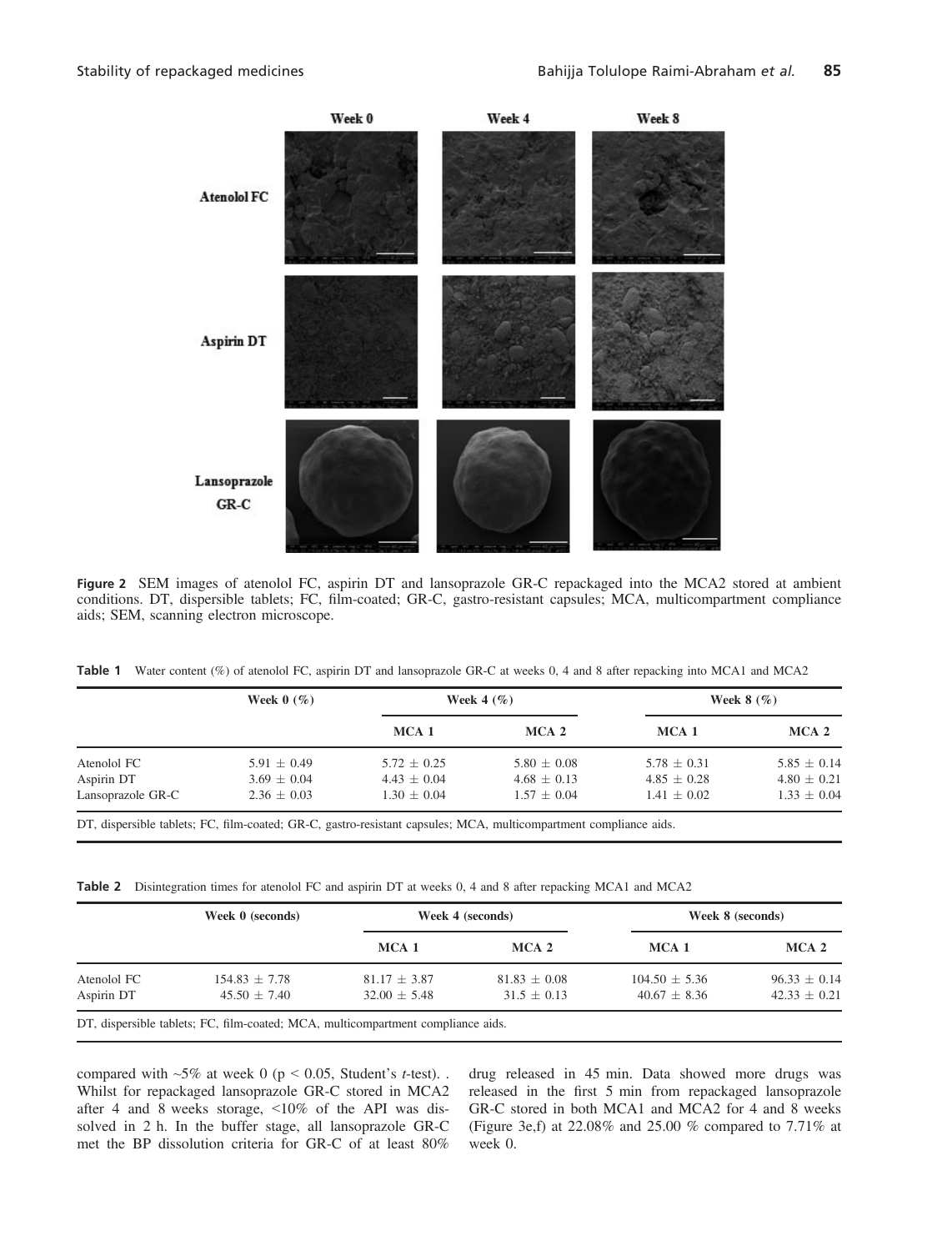Figure 2 SEM images of atenolol FC, aspirin DT and lansoprazole GR-C repackaged into the MCA2 stored at ambient conditions. DT, dispersible tablets; FC, film-coated; GR-C, gastro-resistant capsules; MCA, multicompartment compliance aids; SEM, scanning electron microscope.

**Table 1** Water content (%) of atenolol FC, aspirin DT and lansoprazole GR-C at weeks 0, 4 and 8 after repacking into MCA1 and MCA2

| | Week 0 (%) | Week 4 (%) | | Week 8 (%) | |
|---|---|---|---|---|---|
| | | MCA 1 | MCA 2 | MCA 1 | MCA 2 |
| Atenolol FC | 5.91 ± 0.49 | 5.72 ± 0.25 | 5.80 ± 0.08 | 5.78 ± 0.31 | 5.85 ± 0.14 |
| Aspirin DT | 3.69 ± 0.04 | 4.43 ± 0.04 | 4.68 ± 0.13 | 4.85 ± 0.28 | 4.80 ± 0.21 |
| Lansoprazole GR-C | 2.36 ± 0.03 | 1.30 ± 0.04 | 1.57 ± 0.04 | 1.41 ± 0.02 | 1.33 ± 0.04 |

DT, dispersible tablets; FC, film-coated; GR-C, gastro-resistant capsules; MCA, multicompartment compliance aids.

**Table 2** Disintegration times for atenolol FC and aspirin DT at weeks 0, 4 and 8 after repacking MCA1 and MCA2

| | Week 0 (seconds) | Week 4 (seconds) | | Week 8 (seconds) | |
|---|---|---|---|---|---|
| | | MCA 1 | MCA 2 | MCA 1 | MCA 2 |
| Atenolol FC | 154.83 ± 7.78 | 81.17 ± 3.87 | 81.83 ± 0.08 | 104.50 ± 5.36 | 96.33 ± 0.14 |
| Aspirin DT | 45.50 ± 7.40 | 32.00 ± 5.48 | 31.5 ± 0.13 | 40.67 ± 8.36 | 42.33 ± 0.21 |

DT, dispersible tablets; FC, film-coated; MCA, multicompartment compliance aids.

compared with ~5% at week 0 ($p < 0.05$, Student's *t*-test). . Whilst for repackaged lansoprazole GR-C stored in MCA2 after 4 and 8 weeks storage, <10% of the API was dissolved in 2 h. In the buffer stage, all lansoprazole GR-C met the BP dissolution criteria for GR-C of at least 80% drug released in 45 min. Data showed more drugs was released in the first 5 min from repackaged lansoprazole GR-C stored in both MCA1 and MCA2 for 4 and 8 weeks (Figure 3e,f) at 22.08% and 25.00 % compared to 7.71% at week 0.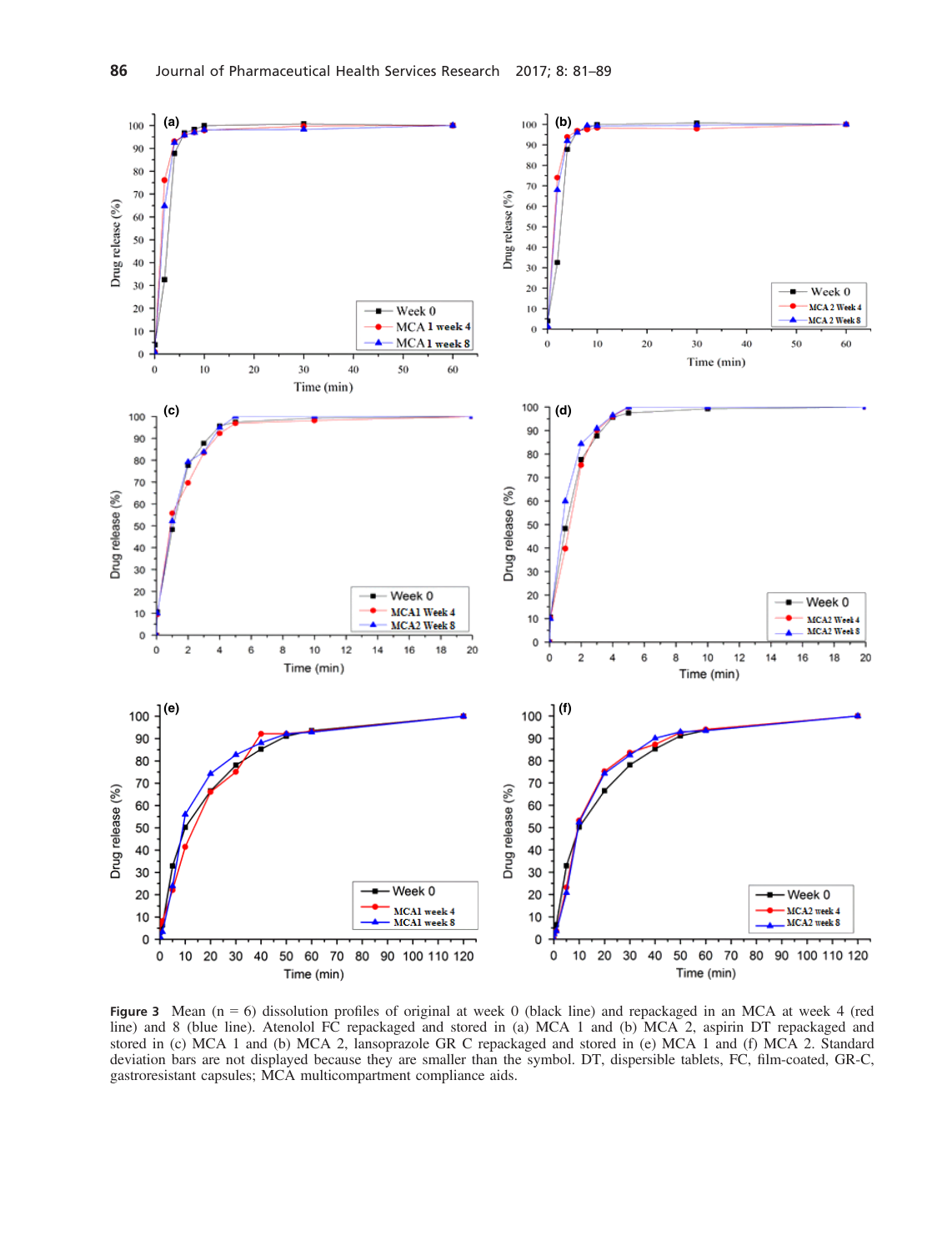Figure 3 Mean (n = 6) dissolution profiles of original at week 0 (black line) and repackaged in an MCA at week 4 (red line) and 8 (blue line). Atenolol FC repackaged and stored in (a) MCA 1 and (b) MCA 2, aspirin DT repackaged and stored in (c) MCA 1 and (b) MCA 2, lansoprazole GR C repackaged and stored in (e) MCA 1 and (f) MCA 2. Standard deviation bars are not displayed because they are smaller than the symbol. DT, dispersible tablets, FC, film-coated, GR-C, gastroresistant capsules; MCA multicompartment compliance aids.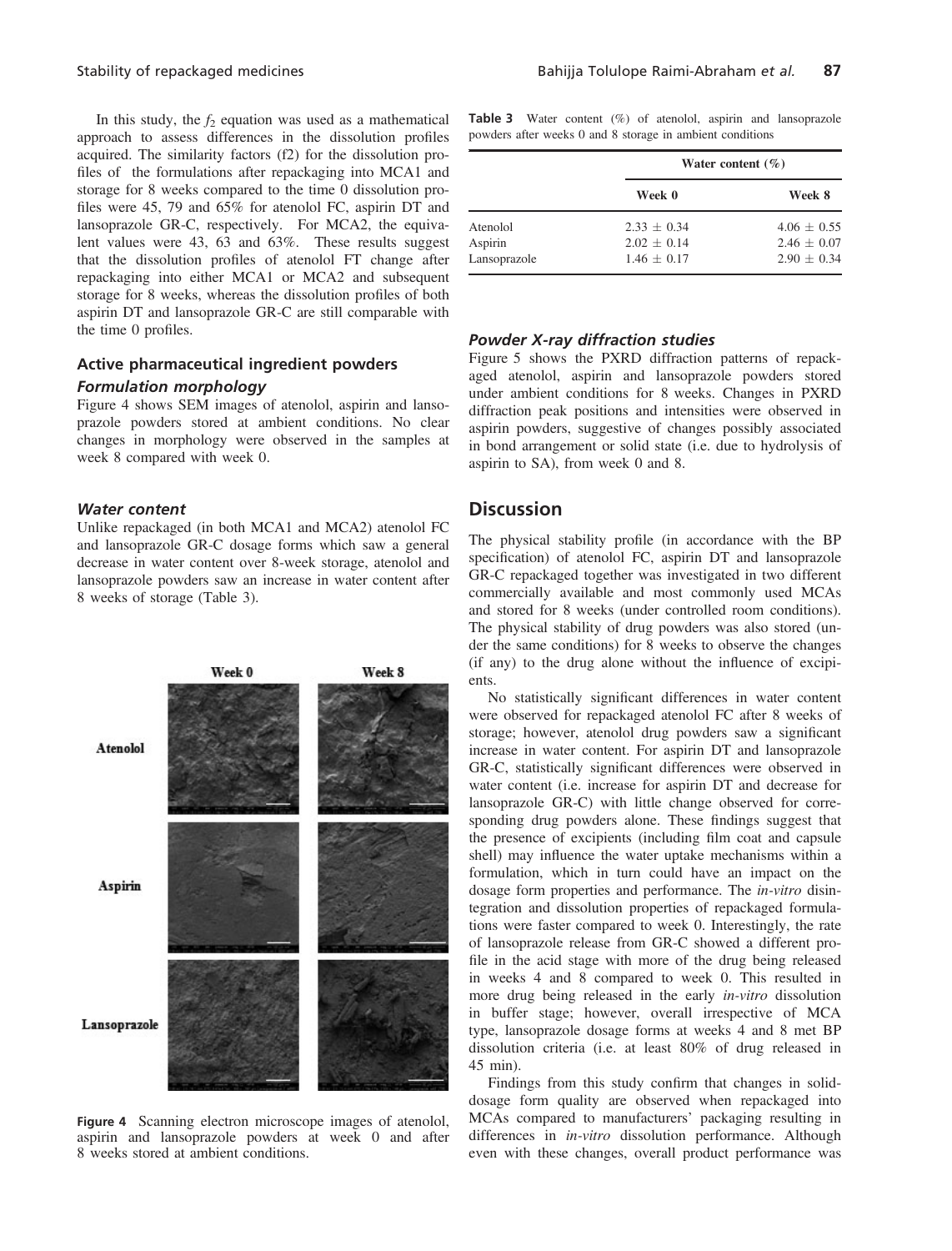In this study, the $f_2$ equation was used as a mathematical approach to assess differences in the dissolution profiles acquired. The similarity factors (f2) for the dissolution profiles of the formulations after repackaging into MCA1 and storage for 8 weeks compared to the time 0 dissolution profiles were 45, 79 and 65% for atenolol FC, aspirin DT and lansoprazole GR-C, respectively. For MCA2, the equivalent values were 43, 63 and 63%. These results suggest that the dissolution profiles of atenolol FT change after repackaging into either MCA1 or MCA2 and subsequent storage for 8 weeks, whereas the dissolution profiles of both aspirin DT and lansoprazole GR-C are still comparable with the time 0 profiles.

### Active pharmaceutical ingredient powders

#### *Formulation morphology*

Figure 4 shows SEM images of atenolol, aspirin and lansoprazole powders stored at ambient conditions. No clear changes in morphology were observed in the samples at week 8 compared with week 0.

#### *Water content*

Unlike repackaged (in both MCA1 and MCA2) atenolol FC and lansoprazole GR-C dosage forms which saw a general decrease in water content over 8-week storage, atenolol and lansoprazole powders saw an increase in water content after 8 weeks of storage (Table 3).

Figure 4 Scanning electron microscope images of atenolol, aspirin and lansoprazole powders at week 0 and after 8 weeks stored at ambient conditions.

**Table 3** Water content (%) of atenolol, aspirin and lansoprazole powders after weeks 0 and 8 storage in ambient conditions

| | Water content (%) | |
|---|---|---|
| | Week 0 | Week 8 |
| Atenolol | 2.33 ± 0.34 | 4.06 ± 0.55 |
| Aspirin | 2.02 ± 0.14 | 2.46 ± 0.07 |
| Lansoprazole | 1.46 ± 0.17 | 2.90 ± 0.34 |

#### *Powder X-ray diffraction studies*

Figure 5 shows the PXRD diffraction patterns of repackaged atenolol, aspirin and lansoprazole powders stored under ambient conditions for 8 weeks. Changes in PXRD diffraction peak positions and intensities were observed in aspirin powders, suggestive of changes possibly associated in bond arrangement or solid state (i.e. due to hydrolysis of aspirin to SA), from week 0 and 8.

## Discussion

The physical stability profile (in accordance with the BP specification) of atenolol FC, aspirin DT and lansoprazole GR-C repackaged together was investigated in two different commercially available and most commonly used MCAs and stored for 8 weeks (under controlled room conditions). The physical stability of drug powders was also stored (under the same conditions) for 8 weeks to observe the changes (if any) to the drug alone without the influence of excipients.

No statistically significant differences in water content were observed for repackaged atenolol FC after 8 weeks of storage; however, atenolol drug powders saw a significant increase in water content. For aspirin DT and lansoprazole GR-C, statistically significant differences were observed in water content (i.e. increase for aspirin DT and decrease for lansoprazole GR-C) with little change observed for corresponding drug powders alone. These findings suggest that the presence of excipients (including film coat and capsule shell) may influence the water uptake mechanisms within a formulation, which in turn could have an impact on the dosage form properties and performance. The *in-vitro* disintegration and dissolution properties of repackaged formulations were faster compared to week 0. Interestingly, the rate of lansoprazole release from GR-C showed a different profile in the acid stage with more of the drug being released in weeks 4 and 8 compared to week 0. This resulted in more drug being released in the early *in-vitro* dissolution in buffer stage; however, overall irrespective of MCA type, lansoprazole dosage forms at weeks 4 and 8 met BP dissolution criteria (i.e. at least 80% of drug released in 45 min).

Findings from this study confirm that changes in solid-dosage form quality are observed when repackaged into MCAs compared to manufacturers' packaging resulting in differences in *in-vitro* dissolution performance. Although even with these changes, overall product performance was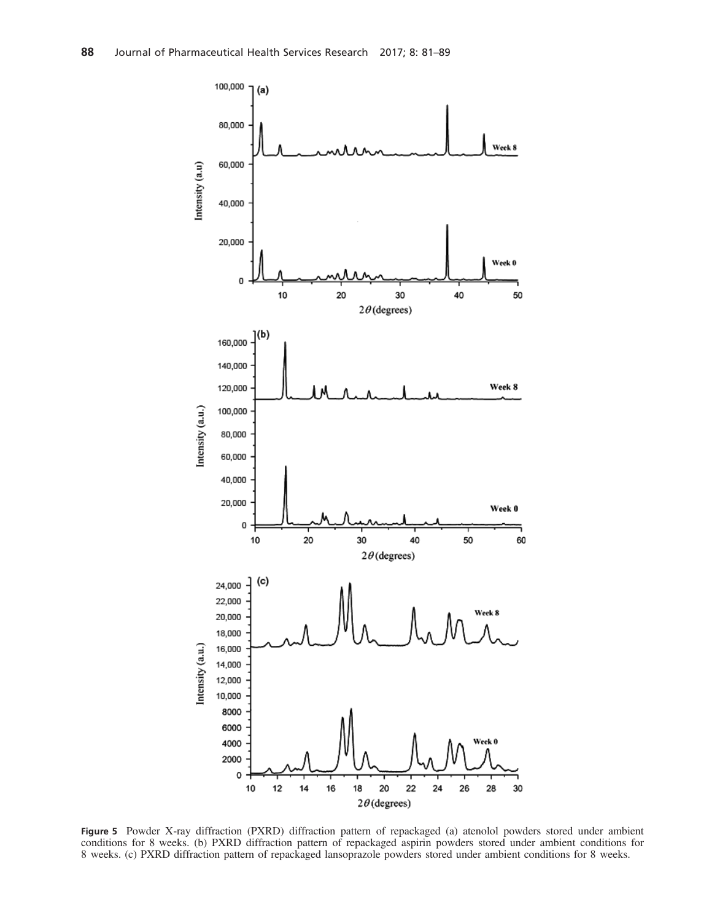**Figure 5** Powder X-ray diffraction (PXRD) diffraction pattern of repackaged (a) atenolol powders stored under ambient conditions for 8 weeks. (b) PXRD diffraction pattern of repackaged aspirin powders stored under ambient conditions for 8 weeks. (c) PXRD diffraction pattern of repackaged lansoprazole powders stored under ambient conditions for 8 weeks.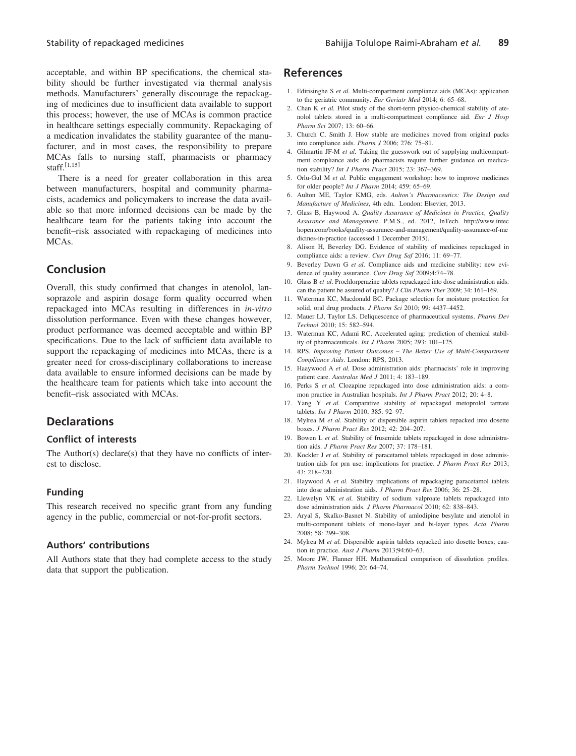acceptable, and within BP specifications, the chemical stability should be further investigated via thermal analysis methods. Manufacturers' generally discourage the repackaging of medicines due to insufficient data available to support this process; however, the use of MCAs is common practice in healthcare settings especially community. Repackaging of a medication invalidates the stability guarantee of the manufacturer, and in most cases, the responsibility to prepare MCAs falls to nursing staff, pharmacists or pharmacy staff.[1,15]

There is a need for greater collaboration in this area between manufacturers, hospital and community pharmacists, academics and policymakers to increase the data available so that more informed decisions can be made by the healthcare team for the patients taking into account the benefit–risk associated with repackaging of medicines into MCAs.

## Conclusion

Overall, this study confirmed that changes in atenolol, lansoprazole and aspirin dosage form quality occurred when repackaged into MCAs resulting in differences in *in-vitro* dissolution performance. Even with these changes however, product performance was deemed acceptable and within BP specifications. Due to the lack of sufficient data available to support the repackaging of medicines into MCAs, there is a greater need for cross-disciplinary collaborations to increase data available to ensure informed decisions can be made by the healthcare team for patients which take into account the benefit–risk associated with MCAs.

## Declarations

### Conflict of interests

The Author(s) declare(s) that they have no conflicts of interest to disclose.

### Funding

This research received no specific grant from any funding agency in the public, commercial or not-for-profit sectors.

### Authors' contributions

All Authors state that they had complete access to the study data that support the publication.

## References

1. Edirisinghe S *et al.* Multi-compartment compliance aids (MCAs): application to the geriatric community. *Eur Geriatr Med* 2014; 6: 65–68.
2. Chan K *et al.* Pilot study of the short-term physico-chemical stability of atenolol tablets stored in a multi-compartment compliance aid. *Eur J Hosp Pharm Sci* 2007; 13: 60–66.
3. Church C, Smith J. How stable are medicines moved from original packs into compliance aids. *Pharm J* 2006; 276: 75–81.
4. Gilmartin JF-M *et al.* Taking the guesswork out of supplying multicompartment compliance aids: do pharmacists require further guidance on medication stability? *Int J Pharm Pract* 2015; 23: 367–369.
5. Orlu-Gul M *et al.* Public engagement workshop: how to improve medicines for older people? *Int J Pharm* 2014; 459: 65–69.
6. Aulton ME, Taylor KMG, eds. *Aulton's Pharmaceutics: The Design and Manufacture of Medicines*, 4th edn. London: Elsevier, 2013.
7. Glass B, Haywood A. *Quality Assurance of Medicines in Practice, Quality Assurance and Management*. P.M.S., ed. 2012, InTech. http://www.intechopen.com/books/quality-assurance-and-management/quality-assurance-of-medicines-in-practice (accessed 1 December 2015).
8. Alison H, Beverley DG. Evidence of stability of medicines repackaged in compliance aids: a review. *Curr Drug Saf* 2016; 11: 69–77.
9. Beverley Dawn G *et al.* Compliance aids and medicine stability: new evidence of quality assurance. *Curr Drug Saf* 2009;4:74–78.
10. Glass B *et al.* Prochlorperazine tablets repackaged into dose administration aids: can the patient be assured of quality? *J Clin Pharm Ther* 2009; 34: 161–169.
11. Waterman KC, Macdonald BC. Package selection for moisture protection for solid, oral drug products. *J Pharm Sci* 2010; 99: 4437–4452.
12. Mauer LJ, Taylor LS. Deliquescence of pharmaceutical systems. *Pharm Dev Technol* 2010; 15: 582–594.
13. Waterman KC, Adami RC. Accelerated aging: prediction of chemical stability of pharmaceuticals. *Int J Pharm* 2005; 293: 101–125.
14. RPS. *Improving Patient Outcomes – The Better Use of Multi-Compartment Compliance Aids*. London: RPS, 2013.
15. Haaywood A *et al.* Dose administration aids: pharmacists' role in improving patient care. *Australas Med J* 2011; 4: 183–189.
16. Perks S *et al.* Clozapine repackaged into dose administration aids: a common practice in Australian hospitals. *Int J Pharm Pract* 2012; 20: 4–8.
17. Yang Y *et al.* Comparative stability of repackaged metoprolol tartrate tablets. *Int J Pharm* 2010; 385: 92–97.
18. Mylrea M *et al.* Stability of dispersible aspirin tablets repacked into dosette boxes. *J Pharm Pract Res* 2012; 42: 204–207.
19. Bowen L *et al.* Stability of frusemide tablets repackaged in dose administration aids. *J Pharm Pract Res* 2007; 37: 178–181.
20. Kockler J *et al.* Stability of paracetamol tablets repackaged in dose administration aids for prn use: implications for practice. *J Pharm Pract Res* 2013; 43: 218–220.
21. Haywood A *et al.* Stability implications of repackaging paracetamol tablets into dose administration aids. *J Pharm Pract Res* 2006; 36: 25–28.
22. Llewelyn VK *et al.* Stability of sodium valproate tablets repackaged into dose administration aids. *J Pharm Pharmacol* 2010; 62: 838–843.
23. Aryal S, Skalko-Basnet N. Stability of amlodipine besylate and atenolol in multi-component tablets of mono-layer and bi-layer types. *Acta Pharm* 2008; 58: 299–308.
24. Mylrea M *et al.* Dispersible aspirin tablets repacked into dosette boxes; caution in practice. *Aust J Pharm* 2013;94:60–63.
25. Moore JW, Flanner HH. Mathematical comparison of dissolution profiles. *Pharm Technol* 1996; 20: 64–74.